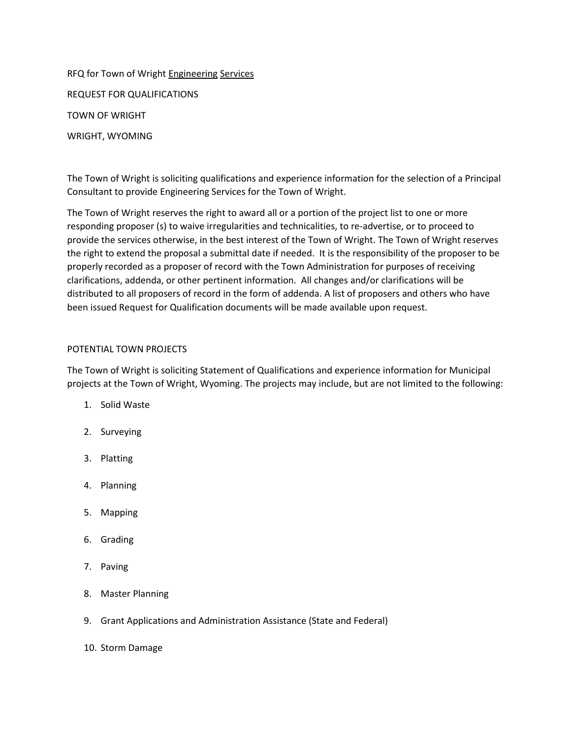RFQ for Town of Wright Engineering Services

REQUEST FOR QUALIFICATIONS

TOWN OF WRIGHT

WRIGHT, WYOMING

The Town of Wright is soliciting qualifications and experience information for the selection of a Principal Consultant to provide Engineering Services for the Town of Wright.

The Town of Wright reserves the right to award all or a portion of the project list to one or more responding proposer (s) to waive irregularities and technicalities, to re-advertise, or to proceed to provide the services otherwise, in the best interest of the Town of Wright. The Town of Wright reserves the right to extend the proposal a submittal date if needed. It is the responsibility of the proposer to be properly recorded as a proposer of record with the Town Administration for purposes of receiving clarifications, addenda, or other pertinent information. All changes and/or clarifications will be distributed to all proposers of record in the form of addenda. A list of proposers and others who have been issued Request for Qualification documents will be made available upon request.

POTENTIAL TOWN PROJECTS

The Town of Wright is soliciting Statement of Qualifications and experience information for Municipal projects at the Town of Wright, Wyoming. The projects may include, but are not limited to the following:

1. Solid Waste
2. Surveying
3. Platting
4. Planning
5. Mapping
6. Grading
7. Paving
8. Master Planning
9. Grant Applications and Administration Assistance (State and Federal)
10. Storm Damage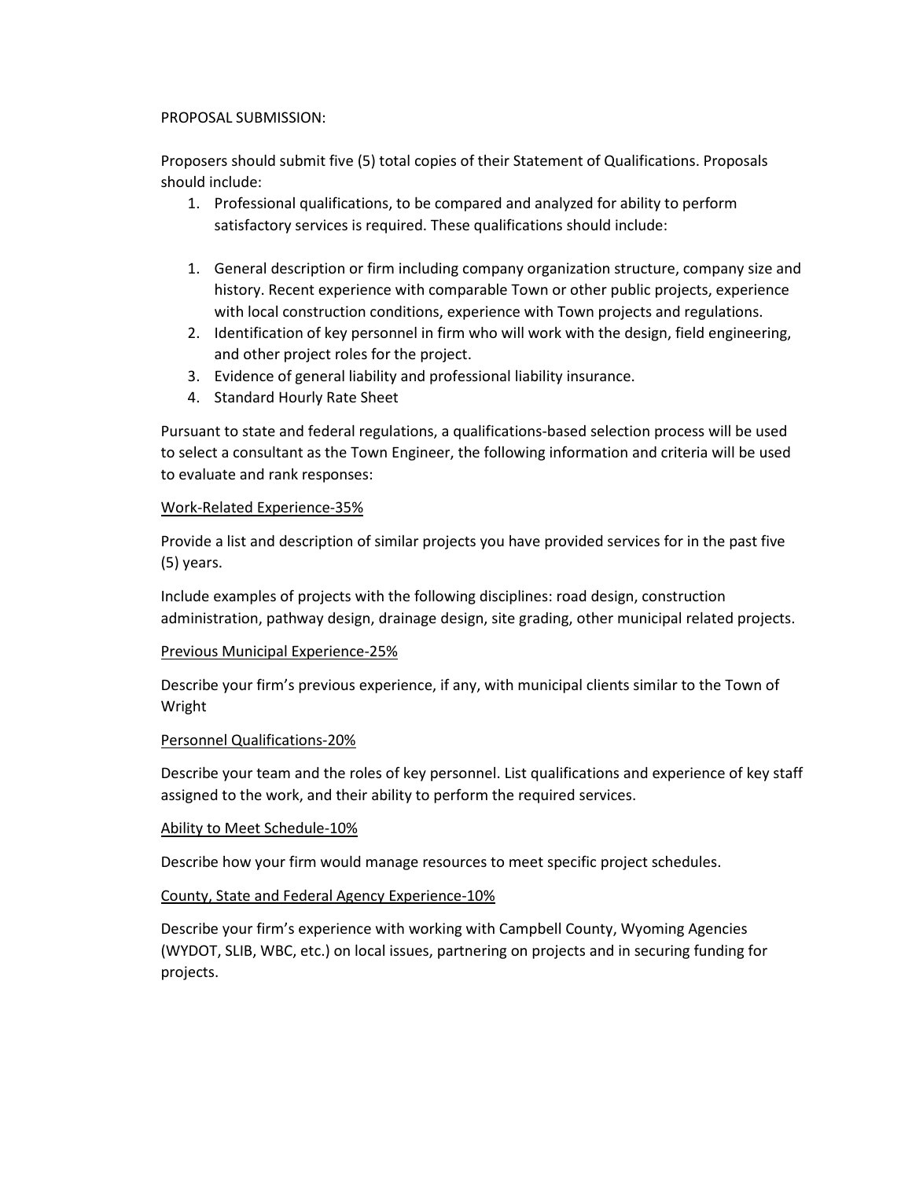PROPOSAL SUBMISSION:

Proposers should submit five (5) total copies of their Statement of Qualifications. Proposals should include:

1. Professional qualifications, to be compared and analyzed for ability to perform satisfactory services is required. These qualifications should include:

1. General description or firm including company organization structure, company size and history. Recent experience with comparable Town or other public projects, experience with local construction conditions, experience with Town projects and regulations.
2. Identification of key personnel in firm who will work with the design, field engineering, and other project roles for the project.
3. Evidence of general liability and professional liability insurance.
4. Standard Hourly Rate Sheet

Pursuant to state and federal regulations, a qualifications-based selection process will be used to select a consultant as the Town Engineer, the following information and criteria will be used to evaluate and rank responses:

<u>Work-Related Experience-35%</u>

Provide a list and description of similar projects you have provided services for in the past five (5) years.

Include examples of projects with the following disciplines: road design, construction administration, pathway design, drainage design, site grading, other municipal related projects.

<u>Previous Municipal Experience-25%</u>

Describe your firm's previous experience, if any, with municipal clients similar to the Town of Wright

<u>Personnel Qualifications-20%</u>

Describe your team and the roles of key personnel. List qualifications and experience of key staff assigned to the work, and their ability to perform the required services.

<u>Ability to Meet Schedule-10%</u>

Describe how your firm would manage resources to meet specific project schedules.

<u>County, State and Federal Agency Experience-10%</u>

Describe your firm's experience with working with Campbell County, Wyoming Agencies (WYDOT, SLIB, WBC, etc.) on local issues, partnering on projects and in securing funding for projects.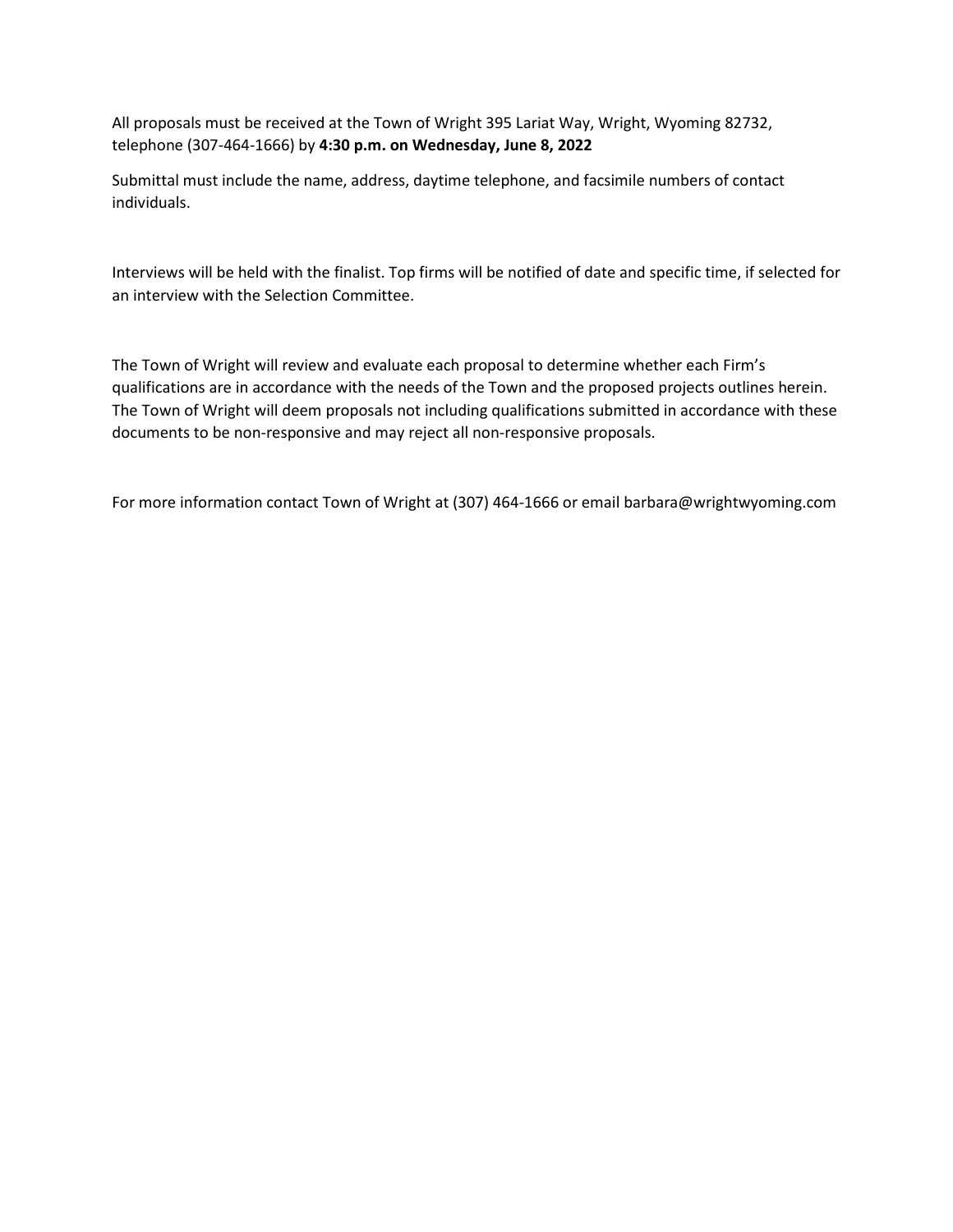All proposals must be received at the Town of Wright 395 Lariat Way, Wright, Wyoming 82732, telephone (307-464-1666) by **4:30 p.m. on Wednesday, June 8, 2022**

Submittal must include the name, address, daytime telephone, and facsimile numbers of contact individuals.

Interviews will be held with the finalist. Top firms will be notified of date and specific time, if selected for an interview with the Selection Committee.

The Town of Wright will review and evaluate each proposal to determine whether each Firm's qualifications are in accordance with the needs of the Town and the proposed projects outlines herein. The Town of Wright will deem proposals not including qualifications submitted in accordance with these documents to be non-responsive and may reject all non-responsive proposals.

For more information contact Town of Wright at (307) 464-1666 or email barbara@wrightwyoming.com